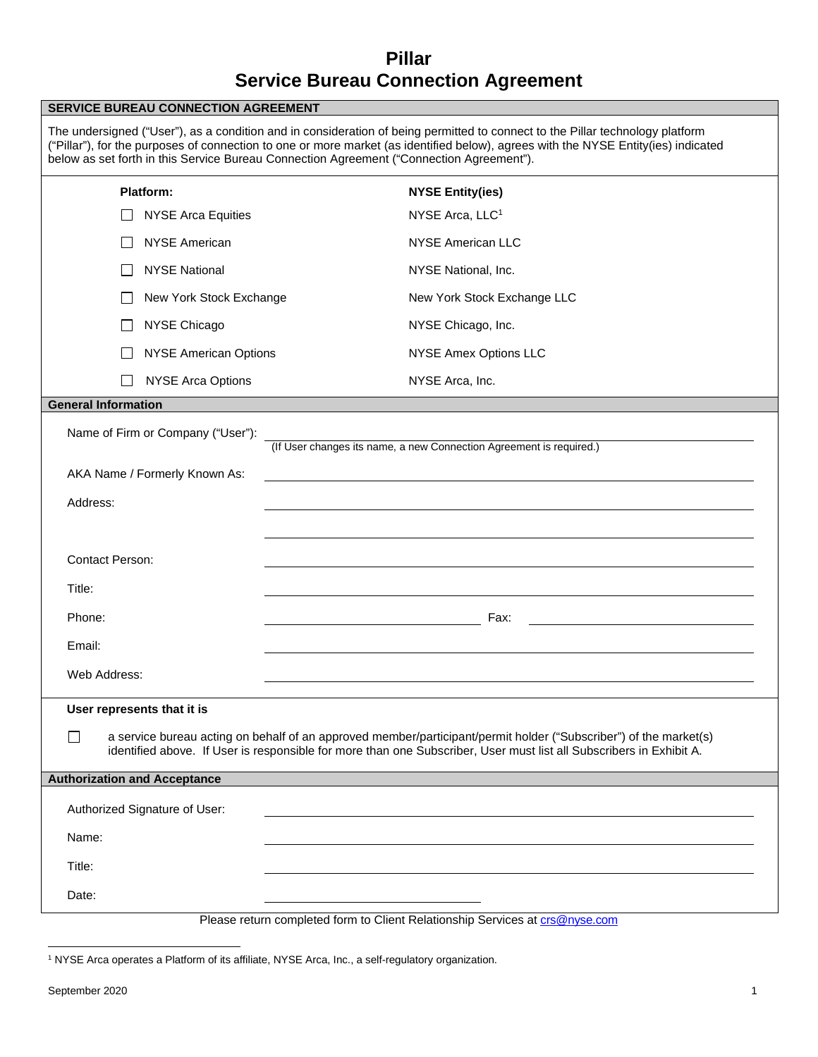# Pillar
# Service Bureau Connection Agreement

## SERVICE BUREAU CONNECTION AGREEMENT

The undersigned ("User"), as a condition and in consideration of being permitted to connect to the Pillar technology platform ("Pillar"), for the purposes of connection to one or more market (as identified below), agrees with the NYSE Entity(ies) indicated below as set forth in this Service Bureau Connection Agreement ("Connection Agreement").

| **Platform:** | **NYSE Entity(ies)** |
|---|---|
| ☐ NYSE Arca Equities | NYSE Arca, LLC[1] |
| ☐ NYSE American | NYSE American LLC |
| ☐ NYSE National | NYSE National, Inc. |
| ☐ New York Stock Exchange | New York Stock Exchange LLC |
| ☐ NYSE Chicago | NYSE Chicago, Inc. |
| ☐ NYSE American Options | NYSE Amex Options LLC |
| ☐ NYSE Arca Options | NYSE Arca, Inc. |

## General Information

Name of Firm or Company ("User"): ______________________________
(If User changes its name, a new Connection Agreement is required.)

AKA Name / Formerly Known As: ______________________________

Address: ______________________________

______________________________

Contact Person: ______________________________

Title: ______________________________

Phone: ______________________________ Fax: ______________________________

Email: ______________________________

Web Address: ______________________________

**User represents that it is**

☐ a service bureau acting on behalf of an approved member/participant/permit holder ("Subscriber") of the market(s) identified above. If User is responsible for more than one Subscriber, User must list all Subscribers in Exhibit A.

## Authorization and Acceptance

Authorized Signature of User: ______________________________

Name: ______________________________

Title: ______________________________

Date: ______________________________

Please return completed form to Client Relationship Services at crs@nyse.com

[1] NYSE Arca operates a Platform of its affiliate, NYSE Arca, Inc., a self-regulatory organization.

September 2020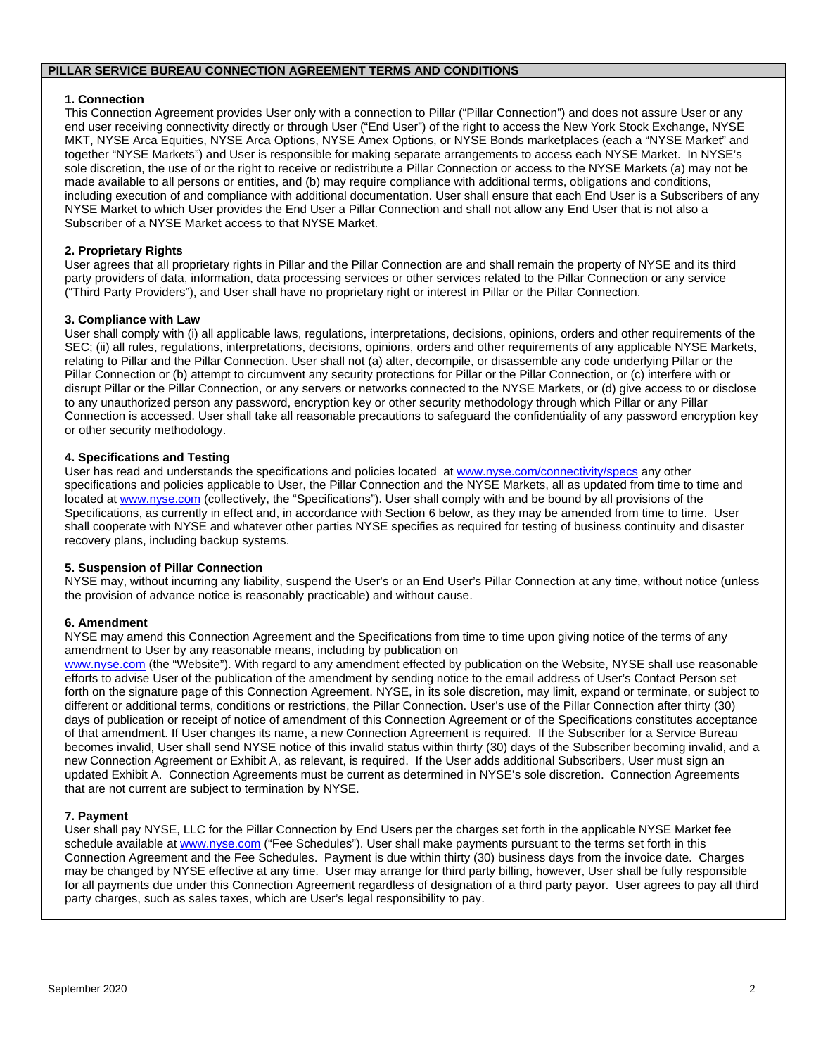## PILLAR SERVICE BUREAU CONNECTION AGREEMENT TERMS AND CONDITIONS

### 1. Connection

This Connection Agreement provides User only with a connection to Pillar ("Pillar Connection") and does not assure User or any end user receiving connectivity directly or through User ("End User") of the right to access the New York Stock Exchange, NYSE MKT, NYSE Arca Equities, NYSE Arca Options, NYSE Amex Options, or NYSE Bonds marketplaces (each a "NYSE Market" and together "NYSE Markets") and User is responsible for making separate arrangements to access each NYSE Market. In NYSE's sole discretion, the use of or the right to receive or redistribute a Pillar Connection or access to the NYSE Markets (a) may not be made available to all persons or entities, and (b) may require compliance with additional terms, obligations and conditions, including execution of and compliance with additional documentation. User shall ensure that each End User is a Subscribers of any NYSE Market to which User provides the End User a Pillar Connection and shall not allow any End User that is not also a Subscriber of a NYSE Market access to that NYSE Market.

### 2. Proprietary Rights

User agrees that all proprietary rights in Pillar and the Pillar Connection are and shall remain the property of NYSE and its third party providers of data, information, data processing services or other services related to the Pillar Connection or any service ("Third Party Providers"), and User shall have no proprietary right or interest in Pillar or the Pillar Connection.

### 3. Compliance with Law

User shall comply with (i) all applicable laws, regulations, interpretations, decisions, opinions, orders and other requirements of the SEC; (ii) all rules, regulations, interpretations, decisions, opinions, orders and other requirements of any applicable NYSE Markets, relating to Pillar and the Pillar Connection. User shall not (a) alter, decompile, or disassemble any code underlying Pillar or the Pillar Connection or (b) attempt to circumvent any security protections for Pillar or the Pillar Connection, or (c) interfere with or disrupt Pillar or the Pillar Connection, or any servers or networks connected to the NYSE Markets, or (d) give access to or disclose to any unauthorized person any password, encryption key or other security methodology through which Pillar or any Pillar Connection is accessed. User shall take all reasonable precautions to safeguard the confidentiality of any password encryption key or other security methodology.

### 4. Specifications and Testing

User has read and understands the specifications and policies located at www.nyse.com/connectivity/specs any other specifications and policies applicable to User, the Pillar Connection and the NYSE Markets, all as updated from time to time and located at www.nyse.com (collectively, the "Specifications"). User shall comply with and be bound by all provisions of the Specifications, as currently in effect and, in accordance with Section 6 below, as they may be amended from time to time. User shall cooperate with NYSE and whatever other parties NYSE specifies as required for testing of business continuity and disaster recovery plans, including backup systems.

### 5. Suspension of Pillar Connection

NYSE may, without incurring any liability, suspend the User's or an End User's Pillar Connection at any time, without notice (unless the provision of advance notice is reasonably practicable) and without cause.

### 6. Amendment

NYSE may amend this Connection Agreement and the Specifications from time to time upon giving notice of the terms of any amendment to User by any reasonable means, including by publication on www.nyse.com (the "Website"). With regard to any amendment effected by publication on the Website, NYSE shall use reasonable efforts to advise User of the publication of the amendment by sending notice to the email address of User's Contact Person set forth on the signature page of this Connection Agreement. NYSE, in its sole discretion, may limit, expand or terminate, or subject to different or additional terms, conditions or restrictions, the Pillar Connection. User's use of the Pillar Connection after thirty (30) days of publication or receipt of notice of amendment of this Connection Agreement or of the Specifications constitutes acceptance of that amendment. If User changes its name, a new Connection Agreement is required. If the Subscriber for a Service Bureau becomes invalid, User shall send NYSE notice of this invalid status within thirty (30) days of the Subscriber becoming invalid, and a new Connection Agreement or Exhibit A, as relevant, is required. If the User adds additional Subscribers, User must sign an updated Exhibit A. Connection Agreements must be current as determined in NYSE's sole discretion. Connection Agreements that are not current are subject to termination by NYSE.

### 7. Payment

User shall pay NYSE, LLC for the Pillar Connection by End Users per the charges set forth in the applicable NYSE Market fee schedule available at www.nyse.com ("Fee Schedules"). User shall make payments pursuant to the terms set forth in this Connection Agreement and the Fee Schedules. Payment is due within thirty (30) business days from the invoice date. Charges may be changed by NYSE effective at any time. User may arrange for third party billing, however, User shall be fully responsible for all payments due under this Connection Agreement regardless of designation of a third party payor. User agrees to pay all third party charges, such as sales taxes, which are User's legal responsibility to pay.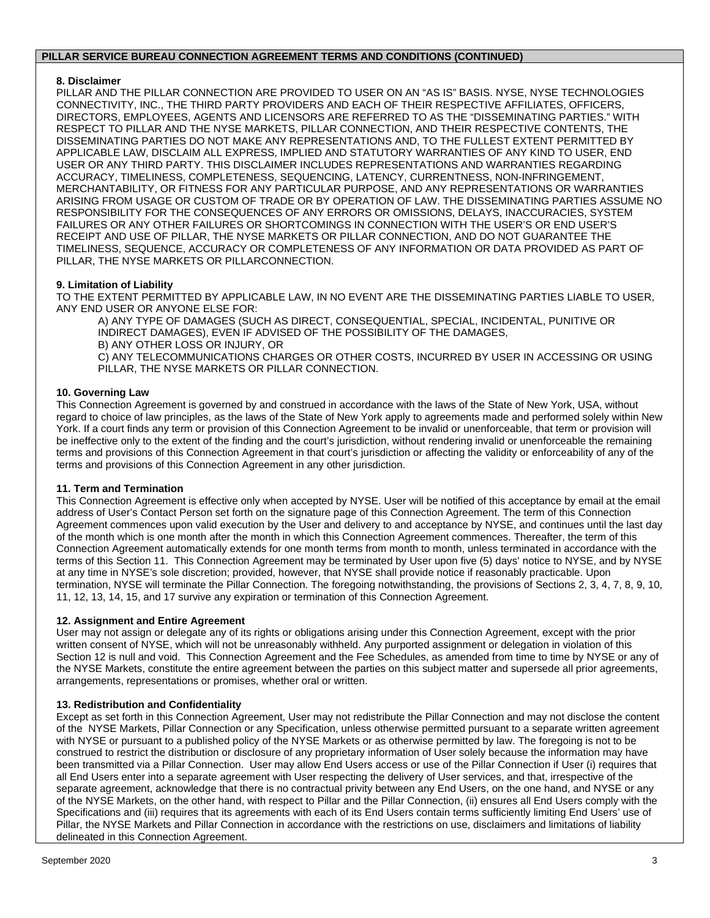## PILLAR SERVICE BUREAU CONNECTION AGREEMENT TERMS AND CONDITIONS (CONTINUED)

**8. Disclaimer**

PILLAR AND THE PILLAR CONNECTION ARE PROVIDED TO USER ON AN "AS IS" BASIS. NYSE, NYSE TECHNOLOGIES CONNECTIVITY, INC., THE THIRD PARTY PROVIDERS AND EACH OF THEIR RESPECTIVE AFFILIATES, OFFICERS, DIRECTORS, EMPLOYEES, AGENTS AND LICENSORS ARE REFERRED TO AS THE "DISSEMINATING PARTIES." WITH RESPECT TO PILLAR AND THE NYSE MARKETS, PILLAR CONNECTION, AND THEIR RESPECTIVE CONTENTS, THE DISSEMINATING PARTIES DO NOT MAKE ANY REPRESENTATIONS AND, TO THE FULLEST EXTENT PERMITTED BY APPLICABLE LAW, DISCLAIM ALL EXPRESS, IMPLIED AND STATUTORY WARRANTIES OF ANY KIND TO USER, END USER OR ANY THIRD PARTY. THIS DISCLAIMER INCLUDES REPRESENTATIONS AND WARRANTIES REGARDING ACCURACY, TIMELINESS, COMPLETENESS, SEQUENCING, LATENCY, CURRENTNESS, NON-INFRINGEMENT, MERCHANTABILITY, OR FITNESS FOR ANY PARTICULAR PURPOSE, AND ANY REPRESENTATIONS OR WARRANTIES ARISING FROM USAGE OR CUSTOM OF TRADE OR BY OPERATION OF LAW. THE DISSEMINATING PARTIES ASSUME NO RESPONSIBILITY FOR THE CONSEQUENCES OF ANY ERRORS OR OMISSIONS, DELAYS, INACCURACIES, SYSTEM FAILURES OR ANY OTHER FAILURES OR SHORTCOMINGS IN CONNECTION WITH THE USER'S OR END USER'S RECEIPT AND USE OF PILLAR, THE NYSE MARKETS OR PILLAR CONNECTION, AND DO NOT GUARANTEE THE TIMELINESS, SEQUENCE, ACCURACY OR COMPLETENESS OF ANY INFORMATION OR DATA PROVIDED AS PART OF PILLAR, THE NYSE MARKETS OR PILLARCONNECTION.

**9. Limitation of Liability**

TO THE EXTENT PERMITTED BY APPLICABLE LAW, IN NO EVENT ARE THE DISSEMINATING PARTIES LIABLE TO USER, ANY END USER OR ANYONE ELSE FOR:

A) ANY TYPE OF DAMAGES (SUCH AS DIRECT, CONSEQUENTIAL, SPECIAL, INCIDENTAL, PUNITIVE OR INDIRECT DAMAGES), EVEN IF ADVISED OF THE POSSIBILITY OF THE DAMAGES,
B) ANY OTHER LOSS OR INJURY, OR
C) ANY TELECOMMUNICATIONS CHARGES OR OTHER COSTS, INCURRED BY USER IN ACCESSING OR USING PILLAR, THE NYSE MARKETS OR PILLAR CONNECTION.

**10. Governing Law**

This Connection Agreement is governed by and construed in accordance with the laws of the State of New York, USA, without regard to choice of law principles, as the laws of the State of New York apply to agreements made and performed solely within New York. If a court finds any term or provision of this Connection Agreement to be invalid or unenforceable, that term or provision will be ineffective only to the extent of the finding and the court's jurisdiction, without rendering invalid or unenforceable the remaining terms and provisions of this Connection Agreement in that court's jurisdiction or affecting the validity or enforceability of any of the terms and provisions of this Connection Agreement in any other jurisdiction.

**11. Term and Termination**

This Connection Agreement is effective only when accepted by NYSE. User will be notified of this acceptance by email at the email address of User's Contact Person set forth on the signature page of this Connection Agreement. The term of this Connection Agreement commences upon valid execution by the User and delivery to and acceptance by NYSE, and continues until the last day of the month which is one month after the month in which this Connection Agreement commences. Thereafter, the term of this Connection Agreement automatically extends for one month terms from month to month, unless terminated in accordance with the terms of this Section 11. This Connection Agreement may be terminated by User upon five (5) days' notice to NYSE, and by NYSE at any time in NYSE's sole discretion; provided, however, that NYSE shall provide notice if reasonably practicable. Upon termination, NYSE will terminate the Pillar Connection. The foregoing notwithstanding, the provisions of Sections 2, 3, 4, 7, 8, 9, 10, 11, 12, 13, 14, 15, and 17 survive any expiration or termination of this Connection Agreement.

**12. Assignment and Entire Agreement**

User may not assign or delegate any of its rights or obligations arising under this Connection Agreement, except with the prior written consent of NYSE, which will not be unreasonably withheld. Any purported assignment or delegation in violation of this Section 12 is null and void. This Connection Agreement and the Fee Schedules, as amended from time to time by NYSE or any of the NYSE Markets, constitute the entire agreement between the parties on this subject matter and supersede all prior agreements, arrangements, representations or promises, whether oral or written.

**13. Redistribution and Confidentiality**

Except as set forth in this Connection Agreement, User may not redistribute the Pillar Connection and may not disclose the content of the NYSE Markets, Pillar Connection or any Specification, unless otherwise permitted pursuant to a separate written agreement with NYSE or pursuant to a published policy of the NYSE Markets or as otherwise permitted by law. The foregoing is not to be construed to restrict the distribution or disclosure of any proprietary information of User solely because the information may have been transmitted via a Pillar Connection. User may allow End Users access or use of the Pillar Connection if User (i) requires that all End Users enter into a separate agreement with User respecting the delivery of User services, and that, irrespective of the separate agreement, acknowledge that there is no contractual privity between any End Users, on the one hand, and NYSE or any of the NYSE Markets, on the other hand, with respect to Pillar and the Pillar Connection, (ii) ensures all End Users comply with the Specifications and (iii) requires that its agreements with each of its End Users contain terms sufficiently limiting End Users' use of Pillar, the NYSE Markets and Pillar Connection in accordance with the restrictions on use, disclaimers and limitations of liability delineated in this Connection Agreement.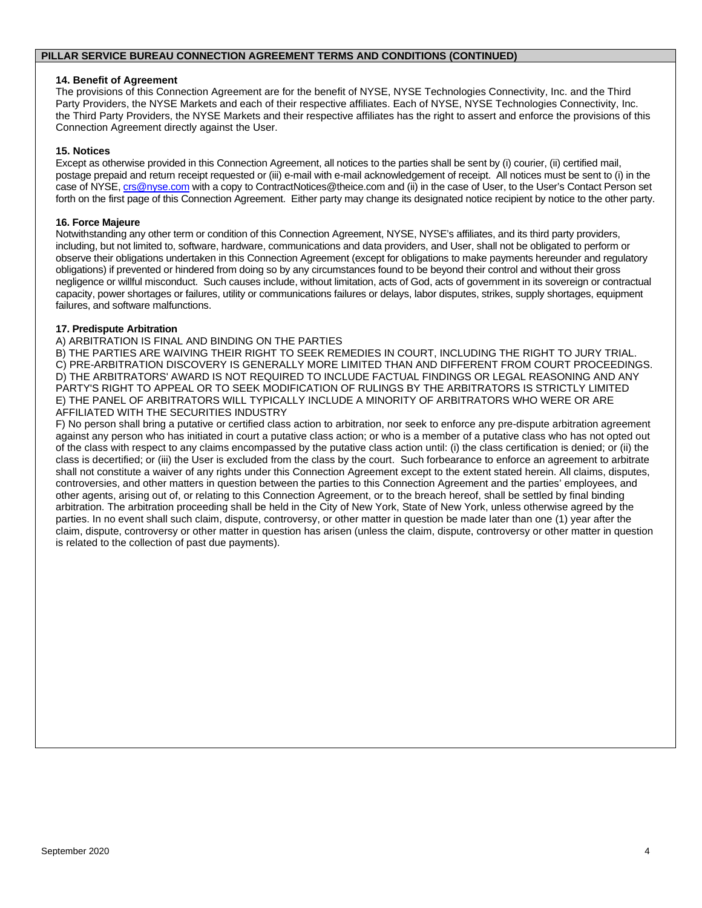## PILLAR SERVICE BUREAU CONNECTION AGREEMENT TERMS AND CONDITIONS (CONTINUED)

### 14. Benefit of Agreement

The provisions of this Connection Agreement are for the benefit of NYSE, NYSE Technologies Connectivity, Inc. and the Third Party Providers, the NYSE Markets and each of their respective affiliates. Each of NYSE, NYSE Technologies Connectivity, Inc. the Third Party Providers, the NYSE Markets and their respective affiliates has the right to assert and enforce the provisions of this Connection Agreement directly against the User.

### 15. Notices

Except as otherwise provided in this Connection Agreement, all notices to the parties shall be sent by (i) courier, (ii) certified mail, postage prepaid and return receipt requested or (iii) e-mail with e-mail acknowledgement of receipt. All notices must be sent to (i) in the case of NYSE, crs@nyse.com with a copy to ContractNotices@theice.com and (ii) in the case of User, to the User's Contact Person set forth on the first page of this Connection Agreement. Either party may change its designated notice recipient by notice to the other party.

### 16. Force Majeure

Notwithstanding any other term or condition of this Connection Agreement, NYSE, NYSE's affiliates, and its third party providers, including, but not limited to, software, hardware, communications and data providers, and User, shall not be obligated to perform or observe their obligations undertaken in this Connection Agreement (except for obligations to make payments hereunder and regulatory obligations) if prevented or hindered from doing so by any circumstances found to be beyond their control and without their gross negligence or willful misconduct. Such causes include, without limitation, acts of God, acts of government in its sovereign or contractual capacity, power shortages or failures, utility or communications failures or delays, labor disputes, strikes, supply shortages, equipment failures, and software malfunctions.

### 17. Predispute Arbitration

A) ARBITRATION IS FINAL AND BINDING ON THE PARTIES
B) THE PARTIES ARE WAIVING THEIR RIGHT TO SEEK REMEDIES IN COURT, INCLUDING THE RIGHT TO JURY TRIAL.
C) PRE-ARBITRATION DISCOVERY IS GENERALLY MORE LIMITED THAN AND DIFFERENT FROM COURT PROCEEDINGS.
D) THE ARBITRATORS' AWARD IS NOT REQUIRED TO INCLUDE FACTUAL FINDINGS OR LEGAL REASONING AND ANY PARTY'S RIGHT TO APPEAL OR TO SEEK MODIFICATION OF RULINGS BY THE ARBITRATORS IS STRICTLY LIMITED
E) THE PANEL OF ARBITRATORS WILL TYPICALLY INCLUDE A MINORITY OF ARBITRATORS WHO WERE OR ARE AFFILIATED WITH THE SECURITIES INDUSTRY
F) No person shall bring a putative or certified class action to arbitration, nor seek to enforce any pre-dispute arbitration agreement against any person who has initiated in court a putative class action; or who is a member of a putative class who has not opted out of the class with respect to any claims encompassed by the putative class action until: (i) the class certification is denied; or (ii) the class is decertified; or (iii) the User is excluded from the class by the court. Such forbearance to enforce an agreement to arbitrate shall not constitute a waiver of any rights under this Connection Agreement except to the extent stated herein. All claims, disputes, controversies, and other matters in question between the parties to this Connection Agreement and the parties' employees, and other agents, arising out of, or relating to this Connection Agreement, or to the breach hereof, shall be settled by final binding arbitration. The arbitration proceeding shall be held in the City of New York, State of New York, unless otherwise agreed by the parties. In no event shall such claim, dispute, controversy, or other matter in question be made later than one (1) year after the claim, dispute, controversy or other matter in question has arisen (unless the claim, dispute, controversy or other matter in question is related to the collection of past due payments).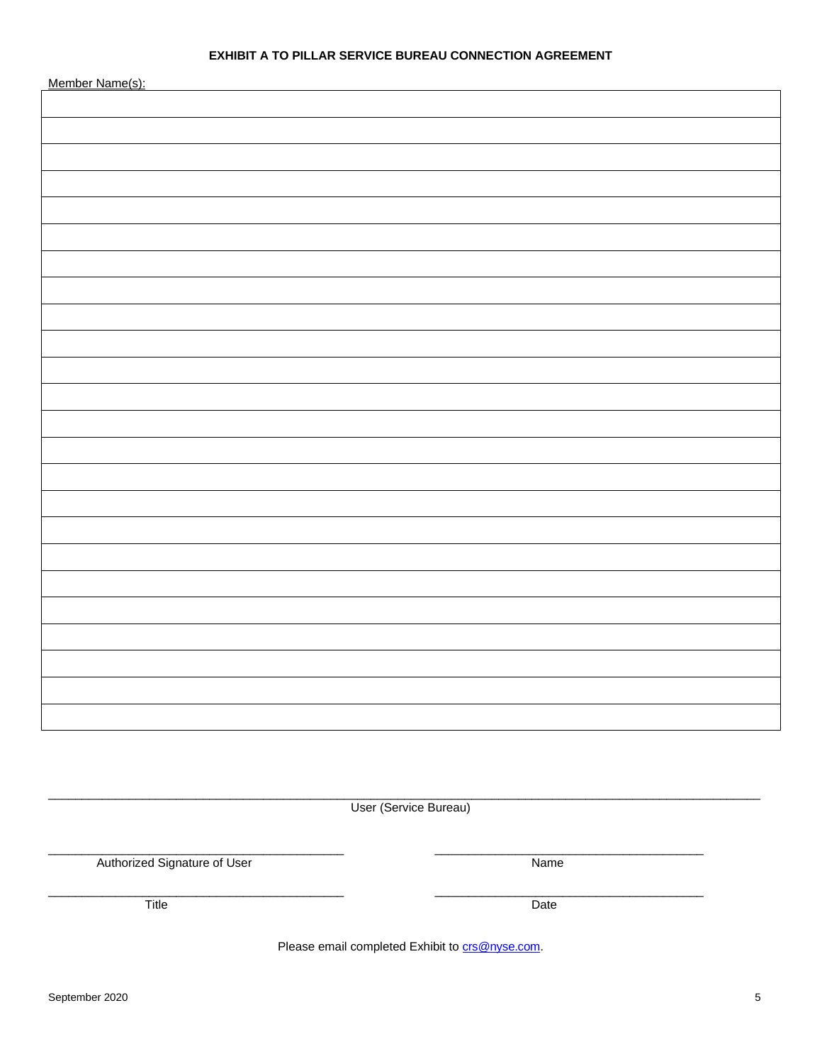**EXHIBIT A TO PILLAR SERVICE BUREAU CONNECTION AGREEMENT**

Member Name(s):

| |
|---|
| |
| |
| |
| |
| |
| |
| |
| |
| |
| |
| |
| |
| |
| |
| |
| |
| |
| |
| |
| |
| |
| |
| |
| |

\_\_\_\_\_\_\_\_\_\_\_\_\_\_\_\_\_\_\_\_\_\_\_\_\_\_\_\_\_\_\_\_\_\_\_\_\_\_\_\_\_\_\_\_\_\_\_\_\_\_\_\_\_\_\_\_\_\_\_\_

User (Service Bureau)

| | |
|---|---|
| \_\_\_\_\_\_\_\_\_\_\_\_\_\_\_\_\_\_\_\_\_\_\_\_\_\_\_\_\_\_\_\_ | \_\_\_\_\_\_\_\_\_\_\_\_\_\_\_\_\_\_\_\_\_\_\_\_\_\_\_\_\_\_\_\_ |
| Authorized Signature of User | Name |
| \_\_\_\_\_\_\_\_\_\_\_\_\_\_\_\_\_\_\_\_\_\_\_\_\_\_\_\_\_\_\_\_ | \_\_\_\_\_\_\_\_\_\_\_\_\_\_\_\_\_\_\_\_\_\_\_\_\_\_\_\_\_\_\_\_ |
| Title | Date |

Please email completed Exhibit to crs@nyse.com.

September 2020